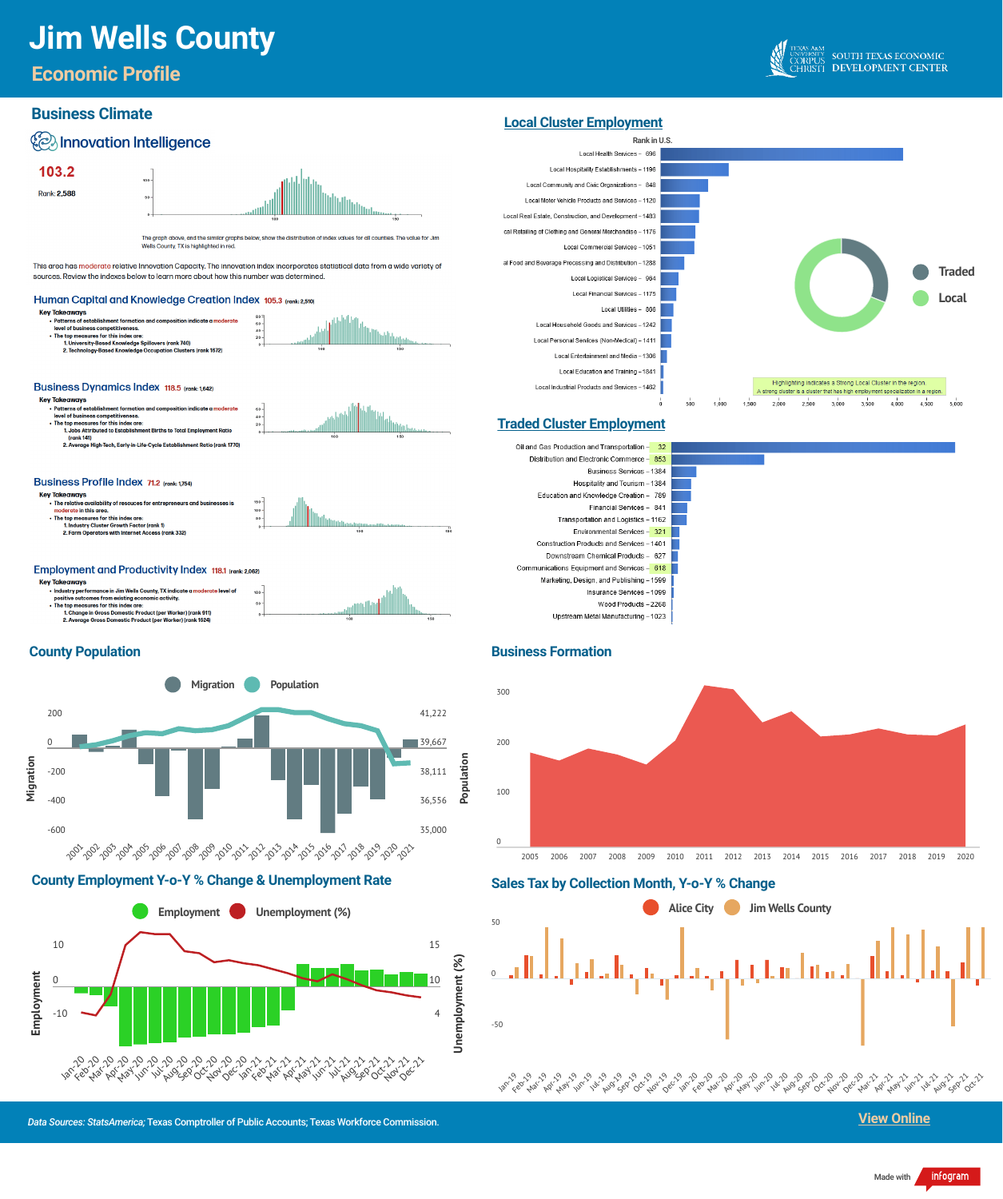# Jim Wells County

## Economic Profile

TEXAS A&M UNIVERSITY CORPUS CHRISTI — SOUTH TEXAS ECONOMIC DEVELOPMENT CENTER

## Business Climate

### Innovation Intelligence

**103.2**

Rank: 2,588

The graph above, and the similar graphs below, show the distribution of index values for all counties. The value for Jim Wells County, TX is highlighted in red.

This area has moderate relative Innovation Capacity. The innovation index incorporates statistical data from a wide variety of sources. Review the indexes below to learn more about how this number was determined.

### Human Capital and Knowledge Creation Index 105.3 (rank: 2,510)

Key Takeaways

- Patterns of establishment formation and composition indicate a moderate level of business competitiveness.
- The top measures for this index are:
  1. University-Based Knowledge Spillovers (rank 740)
  2. Technology-Based Knowledge Occupation Clusters (rank 1672)

### Business Dynamics Index 118.5 (rank: 1,642)

Key Takeaways

- Patterns of establishment formation and composition indicate a moderate level of business competitiveness.
- The top measures for this index are:
  1. Jobs Attributed to Establishment Births to Total Employment Ratio (rank 141)
  2. Average High-Tech, Early-in-Life-Cycle Establishment Ratio (rank 1770)

### Business Profile Index 71.2 (rank: 1,754)

Key Takeaways

- The relative availability of resouces for entrepreneurs and businesses is moderate in this area.
- The top measures for this index are:
  1. Industry Cluster Growth Factor (rank 1)
  2. Farm Operators with Internet Access (rank 332)

### Employment and Productivity Index 118.1 (rank: 2,062)

Key Takeaways

- Industry performance in Jim Wells County, TX indicate a moderate level of positive outcomes from existing economic activity.
- The top measures for this index are:
  1. Change in Gross Domestic Product (per Worker) (rank 911)
  2. Average Gross Domestic Product (per Worker) (rank 1624)

## Local Cluster Employment

| Cluster | Rank in U.S. |
|---|---|
| Local Health Services | 696 |
| Local Hospitality Establishments | 1196 |
| Local Community and Civic Organizations | 848 |
| Local Motor Vehicle Products and Services | 1120 |
| Local Real Estate, Construction, and Development | 1483 |
| Local Retailing of Clothing and General Merchandise | 1176 |
| Local Commercial Services | 1051 |
| Local Food and Beverage Processing and Distribution | 1288 |
| Local Logistical Services | 984 |
| Local Financial Services | 1175 |
| Local Utilities | 886 |
| Local Household Goods and Services | 1242 |
| Local Personal Services (Non-Medical) | 1411 |
| Local Entertainment and Media | 1306 |
| Local Education and Training | 1841 |
| Local Industrial Products and Services | 1462 |

Traded / Local

Highlighting indicates a Strong Local Cluster in the region. A strong cluster is a cluster that has high employment specialization in a region.

## Traded Cluster Employment

| Cluster | Rank |
|---|---|
| Oil and Gas Production and Transportation | 32 |
| Distribution and Electronic Commerce | 853 |
| Business Services | 1384 |
| Hospitality and Tourism | 1384 |
| Education and Knowledge Creation | 789 |
| Financial Services | 841 |
| Transportation and Logistics | 1162 |
| Environmental Services | 321 |
| Construction Products and Services | 1401 |
| Downstream Chemical Products | 627 |
| Communications Equipment and Services | 618 |
| Marketing, Design, and Publishing | 1599 |
| Insurance Services | 1099 |
| Wood Products | 2268 |
| Upstream Metal Manufacturing | 1023 |

## County Population

Migration / Population (2001–2021)

## Business Formation

(2005–2020)

## County Employment Y-o-Y % Change & Unemployment Rate

Employment / Unemployment (%) (Jan-20 – Dec-21)

## Sales Tax by Collection Month, Y-o-Y % Change

Alice City / Jim Wells County (Jan-19 – Oct-21)

*Data Sources: StatsAmerica;* Texas Comptroller of Public Accounts; Texas Workforce Commission.

View Online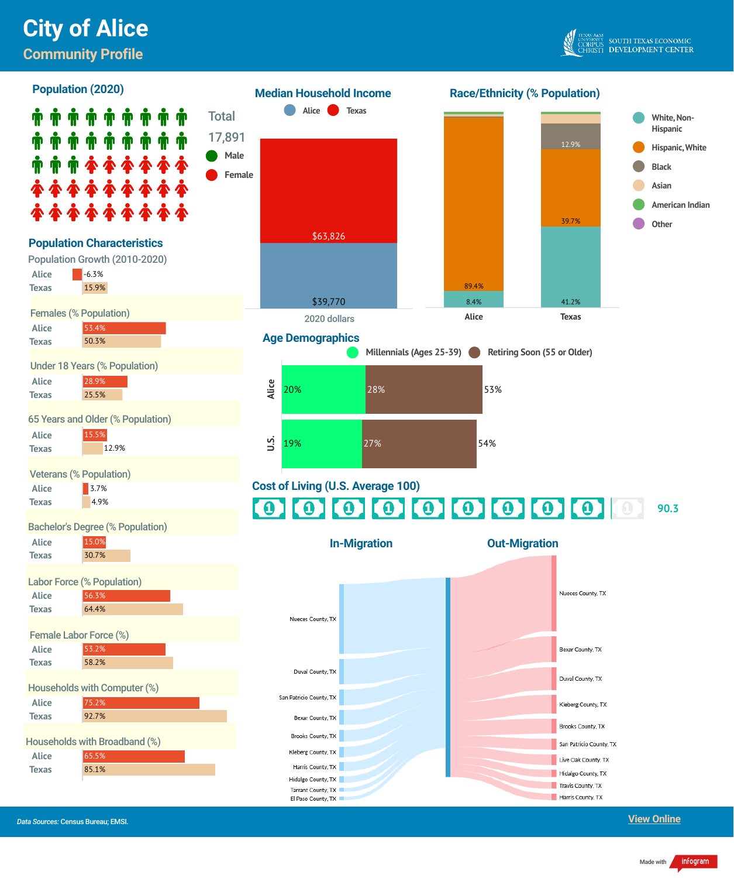# City of Alice

## Community Profile

SOUTH TEXAS ECONOMIC DEVELOPMENT CENTER

### Population (2020)

Total 17,891

Male

Female

### Median Household Income

| | Alice | Texas |
|---|---|---|
| 2020 dollars | $39,770 | $63,826 |

### Race/Ethnicity (% Population)

| | Alice | Texas |
|---|---|---|
| White, Non-Hispanic | 8.4% | 41.2% |
| Hispanic, White | 89.4% | 39.7% |
| Black | | 12.9% |
| Asian | | |
| American Indian | | |
| Other | | |

### Population Characteristics

| | Alice | Texas |
|---|---|---|
| Population Growth (2010-2020) | -6.3% | 15.9% |
| Females (% Population) | 53.4% | 50.3% |
| Under 18 Years (% Population) | 28.9% | 25.5% |
| 65 Years and Older (% Population) | 15.5% | 12.9% |
| Veterans (% Population) | 3.7% | 4.9% |
| Bachelor's Degree (% Population) | 15.0% | 30.7% |
| Labor Force (% Population) | 56.3% | 64.4% |
| Female Labor Force (%) | 53.2% | 58.2% |
| Households with Computer (%) | 75.2% | 92.7% |
| Households with Broadband (%) | 65.5% | 85.1% |

### Age Demographics

| | Millennials (Ages 25-39) | Retiring Soon (55 or Older) | |
|---|---|---|---|
| Alice | 20% | 28% | 53% |
| U.S. | 19% | 27% | 54% |

### Cost of Living (U.S. Average 100)

90.3

### In-Migration

Nueces County, TX; Duval County, TX; San Patricio County, TX; Bexar County, TX; Brooks County, TX; Kleberg County, TX; Harris County, TX; Hidalgo County, TX; Tarrant County, TX; El Paso County, TX

### Out-Migration

Nueces County, TX; Bexar County, TX; Duval County, TX; Kleberg County, TX; Brooks County, TX; San Patricio County, TX; Live Oak County, TX; Hidalgo County, TX; Travis County, TX; Harris County, TX

*Data Sources:* Census Bureau; EMSI.

View Online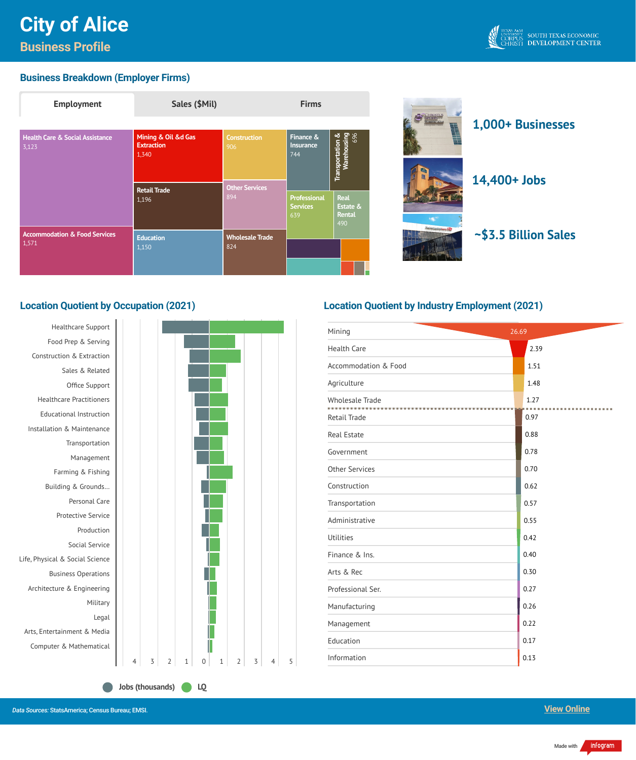# City of Alice

## Business Profile

TEXAS A&M UNIVERSITY CORPUS CHRISTI SOUTH TEXAS ECONOMIC DEVELOPMENT CENTER

## Business Breakdown (Employer Firms)

Employment | Sales ($Mil) | Firms

Health Care & Social Assistance
3,123

Mining & Oil &d Gas Extraction
1,340

Construction
906

Finance & Insurance
744

Transportation & Warehousing
696

Retail Trade
1,196

Other Services
894

Professional Services
639

Real Estate & Rental
490

Accommodation & Food Services
1,571

Education
1,150

Wholesale Trade
824

**1,000+ Businesses**

**14,400+ Jobs**

**~$3.5 Billion Sales**

## Location Quotient by Occupation (2021)

Healthcare Support
Food Prep & Serving
Construction & Extraction
Sales & Related
Office Support
Healthcare Practitioners
Educational Instruction
Installation & Maintenance
Transportation
Management
Farming & Fishing
Building & Grounds...
Personal Care
Protective Service
Production
Social Service
Life, Physical & Social Science
Business Operations
Architecture & Engineering
Military
Legal
Arts, Entertainment & Media
Computer & Mathematical

4 3 2 1 0 1 2 3 4 5

Jobs (thousands) LQ

## Location Quotient by Industry Employment (2021)

Mining 26.69
Health Care 2.39
Accommodation & Food 1.51
Agriculture 1.48
Wholesale Trade 1.27
Retail Trade 0.97
Real Estate 0.88
Government 0.78
Other Services 0.70
Construction 0.62
Transportation 0.57
Administrative 0.55
Utilities 0.42
Finance & Ins. 0.40
Arts & Rec 0.30
Professional Ser. 0.27
Manufacturing 0.26
Management 0.22
Education 0.17
Information 0.13

*Data Sources:* StatsAmerica; Census Bureau; EMSI.

View Online

Made with infogram